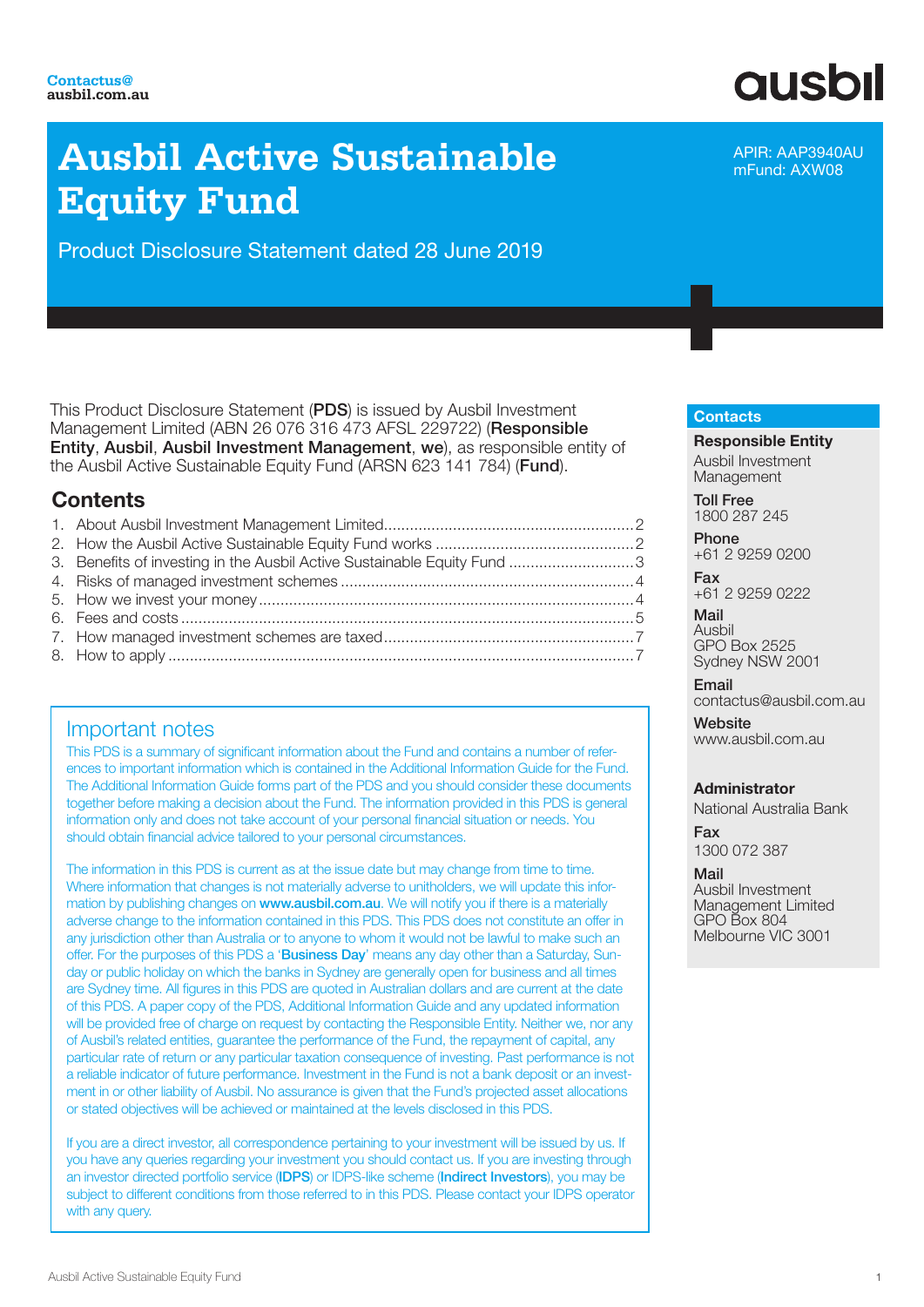**Contactus@ausbil.com.au**

ausbil

# Ausbil Active Sustainable Equity Fund

Product Disclosure Statement dated 28 June 2019

APIR: AAP3940AU
mFund: AXW08

This Product Disclosure Statement (**PDS**) is issued by Ausbil Investment Management Limited (ABN 26 076 316 473 AFSL 229722) (**Responsible Entity**, **Ausbil**, **Ausbil Investment Management**, **we**), as responsible entity of the Ausbil Active Sustainable Equity Fund (ARSN 623 141 784) (**Fund**).

## Contents

1. About Ausbil Investment Management Limited ........ 2
2. How the Ausbil Active Sustainable Equity Fund works ........ 2
3. Benefits of investing in the Ausbil Active Sustainable Equity Fund ........ 3
4. Risks of managed investment schemes ........ 4
5. How we invest your money ........ 4
6. Fees and costs ........ 5
7. How managed investment schemes are taxed ........ 7
8. How to apply ........ 7

## Important notes

This PDS is a summary of significant information about the Fund and contains a number of references to important information which is contained in the Additional Information Guide for the Fund. The Additional Information Guide forms part of the PDS and you should consider these documents together before making a decision about the Fund. The information provided in this PDS is general information only and does not take account of your personal financial situation or needs. You should obtain financial advice tailored to your personal circumstances.

The information in this PDS is current as at the issue date but may change from time to time. Where information that changes is not materially adverse to unitholders, we will update this information by publishing changes on **www.ausbil.com.au**. We will notify you if there is a materially adverse change to the information contained in this PDS. This PDS does not constitute an offer in any jurisdiction other than Australia or to anyone to whom it would not be lawful to make such an offer. For the purposes of this PDS a '**Business Day**' means any day other than a Saturday, Sunday or public holiday on which the banks in Sydney are generally open for business and all times are Sydney time. All figures in this PDS are quoted in Australian dollars and are current at the date of this PDS. A paper copy of the PDS, Additional Information Guide and any updated information will be provided free of charge on request by contacting the Responsible Entity. Neither we, nor any of Ausbil's related entities, guarantee the performance of the Fund, the repayment of capital, any particular rate of return or any particular taxation consequence of investing. Past performance is not a reliable indicator of future performance. Investment in the Fund is not a bank deposit or an investment in or other liability of Ausbil. No assurance is given that the Fund's projected asset allocations or stated objectives will be achieved or maintained at the levels disclosed in this PDS.

If you are a direct investor, all correspondence pertaining to your investment will be issued by us. If you have any queries regarding your investment you should contact us. If you are investing through an investor directed portfolio service (**IDPS**) or IDPS-like scheme (**Indirect Investors**), you may be subject to different conditions from those referred to in this PDS. Please contact your IDPS operator with any query.

## Contacts

**Responsible Entity**
Ausbil Investment Management

**Toll Free**
1800 287 245

**Phone**
+61 2 9259 0200

**Fax**
+61 2 9259 0222

**Mail**
Ausbil
GPO Box 2525
Sydney NSW 2001

**Email**
contactus@ausbil.com.au

**Website**
www.ausbil.com.au

**Administrator**
National Australia Bank

**Fax**
1300 072 387

**Mail**
Ausbil Investment Management Limited
GPO Box 804
Melbourne VIC 3001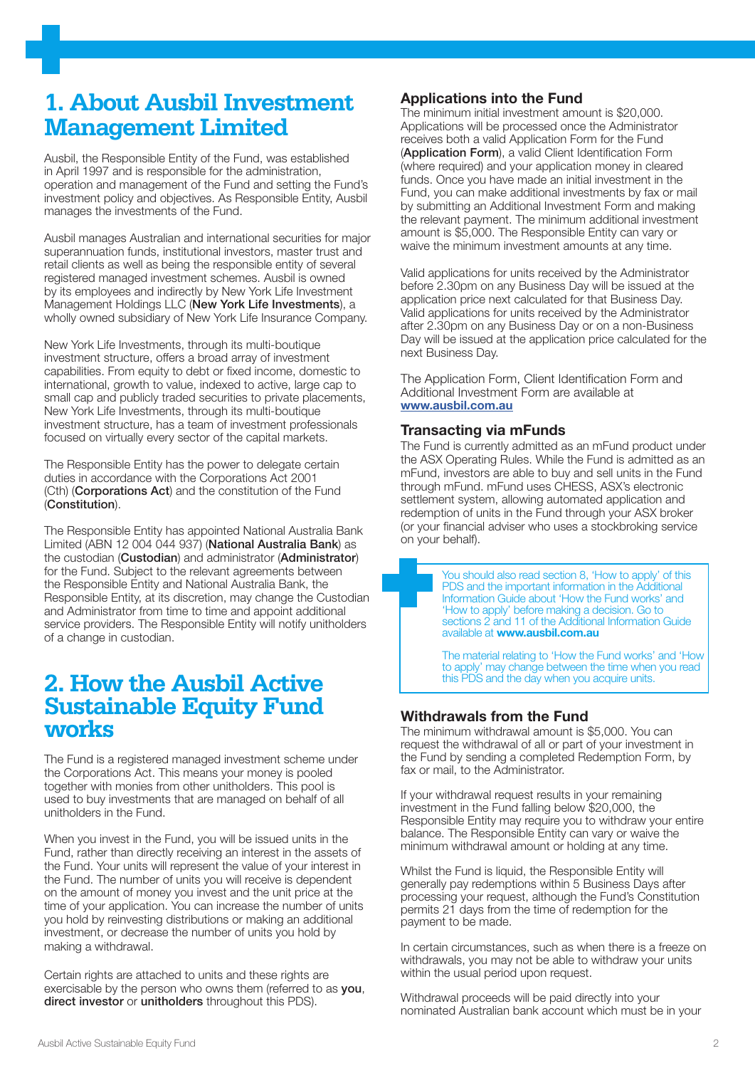# 1. About Ausbil Investment Management Limited

Ausbil, the Responsible Entity of the Fund, was established in April 1997 and is responsible for the administration, operation and management of the Fund and setting the Fund's investment policy and objectives. As Responsible Entity, Ausbil manages the investments of the Fund.

Ausbil manages Australian and international securities for major superannuation funds, institutional investors, master trust and retail clients as well as being the responsible entity of several registered managed investment schemes. Ausbil is owned by its employees and indirectly by New York Life Investment Management Holdings LLC (**New York Life Investments**), a wholly owned subsidiary of New York Life Insurance Company.

New York Life Investments, through its multi-boutique investment structure, offers a broad array of investment capabilities. From equity to debt or fixed income, domestic to international, growth to value, indexed to active, large cap to small cap and publicly traded securities to private placements, New York Life Investments, through its multi-boutique investment structure, has a team of investment professionals focused on virtually every sector of the capital markets.

The Responsible Entity has the power to delegate certain duties in accordance with the Corporations Act 2001 (Cth) (**Corporations Act**) and the constitution of the Fund (**Constitution**).

The Responsible Entity has appointed National Australia Bank Limited (ABN 12 004 044 937) (**National Australia Bank**) as the custodian (**Custodian**) and administrator (**Administrator**) for the Fund. Subject to the relevant agreements between the Responsible Entity and National Australia Bank, the Responsible Entity, at its discretion, may change the Custodian and Administrator from time to time and appoint additional service providers. The Responsible Entity will notify unitholders of a change in custodian.

# 2. How the Ausbil Active Sustainable Equity Fund works

The Fund is a registered managed investment scheme under the Corporations Act. This means your money is pooled together with monies from other unitholders. This pool is used to buy investments that are managed on behalf of all unitholders in the Fund.

When you invest in the Fund, you will be issued units in the Fund, rather than directly receiving an interest in the assets of the Fund. Your units will represent the value of your interest in the Fund. The number of units you will receive is dependent on the amount of money you invest and the unit price at the time of your application. You can increase the number of units you hold by reinvesting distributions or making an additional investment, or decrease the number of units you hold by making a withdrawal.

Certain rights are attached to units and these rights are exercisable by the person who owns them (referred to as **you**, **direct investor** or **unitholders** throughout this PDS).

### Applications into the Fund

The minimum initial investment amount is $20,000. Applications will be processed once the Administrator receives both a valid Application Form for the Fund (**Application Form**), a valid Client Identification Form (where required) and your application money in cleared funds. Once you have made an initial investment in the Fund, you can make additional investments by fax or mail by submitting an Additional Investment Form and making the relevant payment. The minimum additional investment amount is $5,000. The Responsible Entity can vary or waive the minimum investment amounts at any time.

Valid applications for units received by the Administrator before 2.30pm on any Business Day will be issued at the application price next calculated for that Business Day. Valid applications for units received by the Administrator after 2.30pm on any Business Day or on a non-Business Day will be issued at the application price calculated for the next Business Day.

The Application Form, Client Identification Form and Additional Investment Form are available at **www.ausbil.com.au**

### Transacting via mFunds

The Fund is currently admitted as an mFund product under the ASX Operating Rules. While the Fund is admitted as an mFund, investors are able to buy and sell units in the Fund through mFund. mFund uses CHESS, ASX's electronic settlement system, allowing automated application and redemption of units in the Fund through your ASX broker (or your financial adviser who uses a stockbroking service on your behalf).

> You should also read section 8, 'How to apply' of this PDS and the important information in the Additional Information Guide about 'How the Fund works' and 'How to apply' before making a decision. Go to sections 2 and 11 of the Additional Information Guide available at **www.ausbil.com.au**
>
> The material relating to 'How the Fund works' and 'How to apply' may change between the time when you read this PDS and the day when you acquire units.

### Withdrawals from the Fund

The minimum withdrawal amount is $5,000. You can request the withdrawal of all or part of your investment in the Fund by sending a completed Redemption Form, by fax or mail, to the Administrator.

If your withdrawal request results in your remaining investment in the Fund falling below $20,000, the Responsible Entity may require you to withdraw your entire balance. The Responsible Entity can vary or waive the minimum withdrawal amount or holding at any time.

Whilst the Fund is liquid, the Responsible Entity will generally pay redemptions within 5 Business Days after processing your request, although the Fund's Constitution permits 21 days from the time of redemption for the payment to be made.

In certain circumstances, such as when there is a freeze on withdrawals, you may not be able to withdraw your units within the usual period upon request.

Withdrawal proceeds will be paid directly into your nominated Australian bank account which must be in your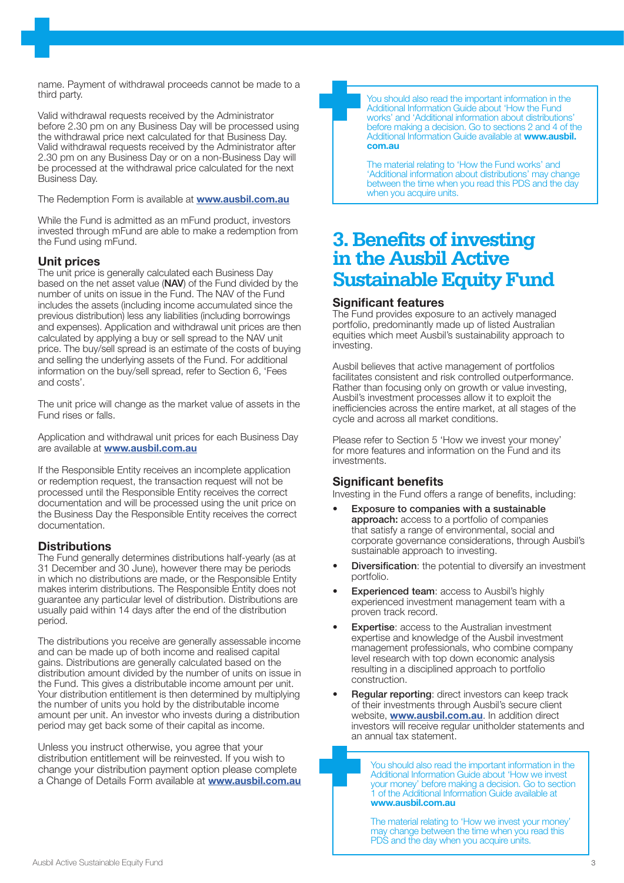name. Payment of withdrawal proceeds cannot be made to a third party.

Valid withdrawal requests received by the Administrator before 2.30 pm on any Business Day will be processed using the withdrawal price next calculated for that Business Day. Valid withdrawal requests received by the Administrator after 2.30 pm on any Business Day or on a non-Business Day will be processed at the withdrawal price calculated for the next Business Day.

The Redemption Form is available at **www.ausbil.com.au**

While the Fund is admitted as an mFund product, investors invested through mFund are able to make a redemption from the Fund using mFund.

### Unit prices

The unit price is generally calculated each Business Day based on the net asset value (**NAV**) of the Fund divided by the number of units on issue in the Fund. The NAV of the Fund includes the assets (including income accumulated since the previous distribution) less any liabilities (including borrowings and expenses). Application and withdrawal unit prices are then calculated by applying a buy or sell spread to the NAV unit price. The buy/sell spread is an estimate of the costs of buying and selling the underlying assets of the Fund. For additional information on the buy/sell spread, refer to Section 6, 'Fees and costs'.

The unit price will change as the market value of assets in the Fund rises or falls.

Application and withdrawal unit prices for each Business Day are available at **www.ausbil.com.au**

If the Responsible Entity receives an incomplete application or redemption request, the transaction request will not be processed until the Responsible Entity receives the correct documentation and will be processed using the unit price on the Business Day the Responsible Entity receives the correct documentation.

### Distributions

The Fund generally determines distributions half-yearly (as at 31 December and 30 June), however there may be periods in which no distributions are made, or the Responsible Entity makes interim distributions. The Responsible Entity does not guarantee any particular level of distribution. Distributions are usually paid within 14 days after the end of the distribution period.

The distributions you receive are generally assessable income and can be made up of both income and realised capital gains. Distributions are generally calculated based on the distribution amount divided by the number of units on issue in the Fund. This gives a distributable income amount per unit. Your distribution entitlement is then determined by multiplying the number of units you hold by the distributable income amount per unit. An investor who invests during a distribution period may get back some of their capital as income.

Unless you instruct otherwise, you agree that your distribution entitlement will be reinvested. If you wish to change your distribution payment option please complete a Change of Details Form available at **www.ausbil.com.au**

> You should also read the important information in the Additional Information Guide about 'How the Fund works' and 'Additional information about distributions' before making a decision. Go to sections 2 and 4 of the Additional Information Guide available at **www.ausbil.com.au**
>
> The material relating to 'How the Fund works' and 'Additional information about distributions' may change between the time when you read this PDS and the day when you acquire units.

## 3. Benefits of investing in the Ausbil Active Sustainable Equity Fund

### Significant features

The Fund provides exposure to an actively managed portfolio, predominantly made up of listed Australian equities which meet Ausbil's sustainability approach to investing.

Ausbil believes that active management of portfolios facilitates consistent and risk controlled outperformance. Rather than focusing only on growth or value investing, Ausbil's investment processes allow it to exploit the inefficiencies across the entire market, at all stages of the cycle and across all market conditions.

Please refer to Section 5 'How we invest your money' for more features and information on the Fund and its investments.

### Significant benefits

Investing in the Fund offers a range of benefits, including:

- **Exposure to companies with a sustainable approach:** access to a portfolio of companies that satisfy a range of environmental, social and corporate governance considerations, through Ausbil's sustainable approach to investing.
- **Diversification**: the potential to diversify an investment portfolio.
- **Experienced team**: access to Ausbil's highly experienced investment management team with a proven track record.
- **Expertise**: access to the Australian investment expertise and knowledge of the Ausbil investment management professionals, who combine company level research with top down economic analysis resulting in a disciplined approach to portfolio construction.
- **Regular reporting**: direct investors can keep track of their investments through Ausbil's secure client website, **www.ausbil.com.au**. In addition direct investors will receive regular unitholder statements and an annual tax statement.

> You should also read the important information in the Additional Information Guide about 'How we invest your money' before making a decision. Go to section 1 of the Additional Information Guide available at **www.ausbil.com.au**
>
> The material relating to 'How we invest your money' may change between the time when you read this PDS and the day when you acquire units.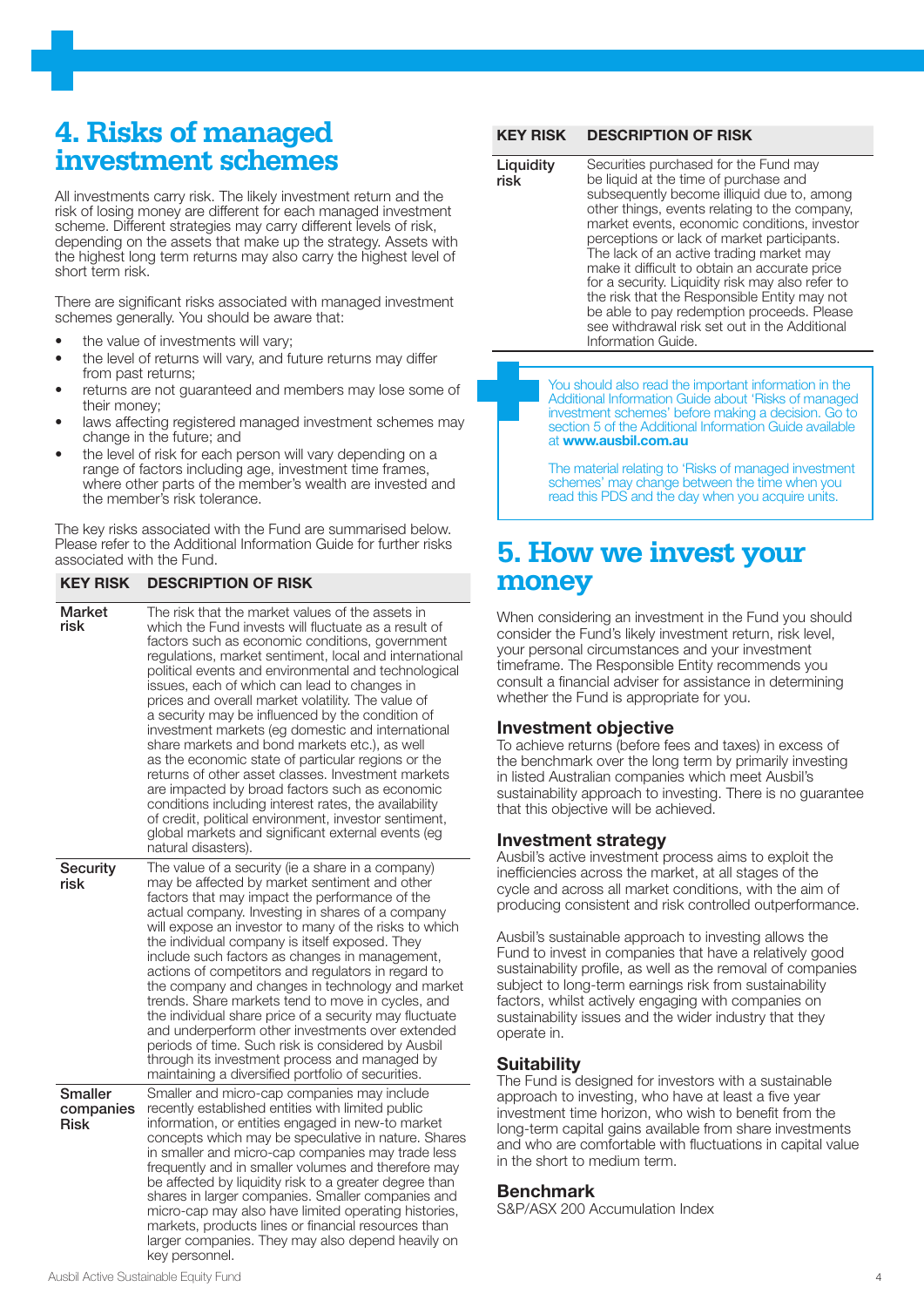# 4. Risks of managed investment schemes

All investments carry risk. The likely investment return and the risk of losing money are different for each managed investment scheme. Different strategies may carry different levels of risk, depending on the assets that make up the strategy. Assets with the highest long term returns may also carry the highest level of short term risk.

There are significant risks associated with managed investment schemes generally. You should be aware that:

- the value of investments will vary;
- the level of returns will vary, and future returns may differ from past returns;
- returns are not guaranteed and members may lose some of their money;
- laws affecting registered managed investment schemes may change in the future; and
- the level of risk for each person will vary depending on a range of factors including age, investment time frames, where other parts of the member's wealth are invested and the member's risk tolerance.

The key risks associated with the Fund are summarised below. Please refer to the Additional Information Guide for further risks associated with the Fund.

| KEY RISK | DESCRIPTION OF RISK |
|---|---|
| **Market risk** | The risk that the market values of the assets in which the Fund invests will fluctuate as a result of factors such as economic conditions, government regulations, market sentiment, local and international political events and environmental and technological issues, each of which can lead to changes in prices and overall market volatility. The value of a security may be influenced by the condition of investment markets (eg domestic and international share markets and bond markets etc.), as well as the economic state of particular regions or the returns of other asset classes. Investment markets are impacted by broad factors such as economic conditions including interest rates, the availability of credit, political environment, investor sentiment, global markets and significant external events (eg natural disasters). |
| **Security risk** | The value of a security (ie a share in a company) may be affected by market sentiment and other factors that may impact the performance of the actual company. Investing in shares of a company will expose an investor to many of the risks to which the individual company is itself exposed. They include such factors as changes in management, actions of competitors and regulators in regard to the company and changes in technology and market trends. Share markets tend to move in cycles, and the individual share price of a security may fluctuate and underperform other investments over extended periods of time. Such risk is considered by Ausbil through its investment process and managed by maintaining a diversified portfolio of securities. |
| **Smaller companies Risk** | Smaller and micro-cap companies may include recently established entities with limited public information, or entities engaged in new-to market concepts which may be speculative in nature. Shares in smaller and micro-cap companies may trade less frequently and in smaller volumes and therefore may be affected by liquidity risk to a greater degree than shares in larger companies. Smaller companies and micro-cap may also have limited operating histories, markets, products lines or financial resources than larger companies. They may also depend heavily on key personnel. |
| **Liquidity risk** | Securities purchased for the Fund may be liquid at the time of purchase and subsequently become illiquid due to, among other things, events relating to the company, market events, economic conditions, investor perceptions or lack of market participants. The lack of an active trading market may make it difficult to obtain an accurate price for a security. Liquidity risk may also refer to the risk that the Responsible Entity may not be able to pay redemption proceeds. Please see withdrawal risk set out in the Additional Information Guide. |

You should also read the important information in the Additional Information Guide about 'Risks of managed investment schemes' before making a decision. Go to section 5 of the Additional Information Guide available at **www.ausbil.com.au**

The material relating to 'Risks of managed investment schemes' may change between the time when you read this PDS and the day when you acquire units.

# 5. How we invest your money

When considering an investment in the Fund you should consider the Fund's likely investment return, risk level, your personal circumstances and your investment timeframe. The Responsible Entity recommends you consult a financial adviser for assistance in determining whether the Fund is appropriate for you.

## Investment objective

To achieve returns (before fees and taxes) in excess of the benchmark over the long term by primarily investing in listed Australian companies which meet Ausbil's sustainability approach to investing. There is no guarantee that this objective will be achieved.

## Investment strategy

Ausbil's active investment process aims to exploit the inefficiencies across the market, at all stages of the cycle and across all market conditions, with the aim of producing consistent and risk controlled outperformance.

Ausbil's sustainable approach to investing allows the Fund to invest in companies that have a relatively good sustainability profile, as well as the removal of companies subject to long-term earnings risk from sustainability factors, whilst actively engaging with companies on sustainability issues and the wider industry that they operate in.

## Suitability

The Fund is designed for investors with a sustainable approach to investing, who have at least a five year investment time horizon, who wish to benefit from the long-term capital gains available from share investments and who are comfortable with fluctuations in capital value in the short to medium term.

## Benchmark

S&P/ASX 200 Accumulation Index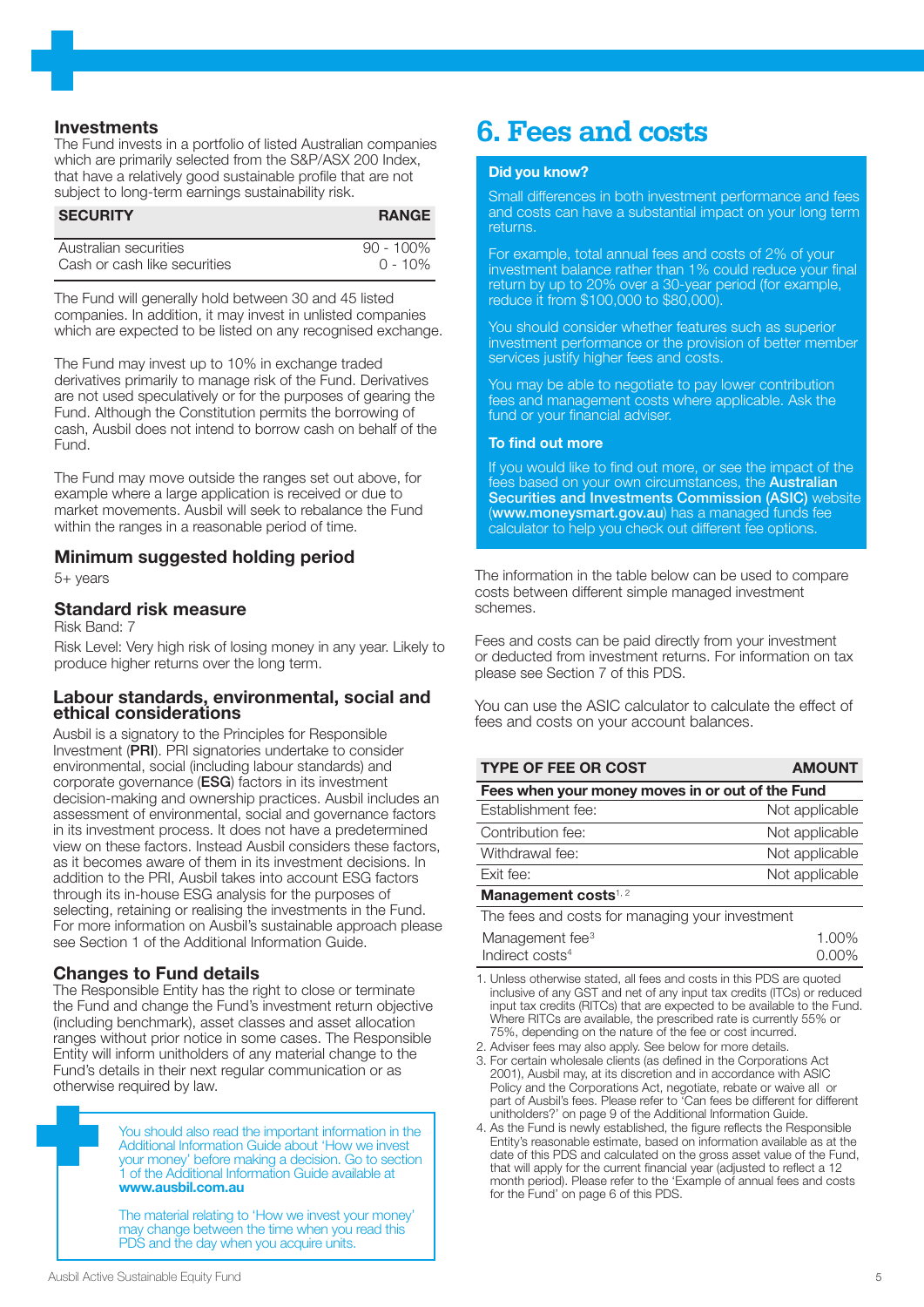## Investments

The Fund invests in a portfolio of listed Australian companies which are primarily selected from the S&P/ASX 200 Index, that have a relatively good sustainable profile that are not subject to long-term earnings sustainability risk.

| SECURITY | RANGE |
|---|---|
| Australian securities | 90 - 100% |
| Cash or cash like securities | 0 - 10% |

The Fund will generally hold between 30 and 45 listed companies. In addition, it may invest in unlisted companies which are expected to be listed on any recognised exchange.

The Fund may invest up to 10% in exchange traded derivatives primarily to manage risk of the Fund. Derivatives are not used speculatively or for the purposes of gearing the Fund. Although the Constitution permits the borrowing of cash, Ausbil does not intend to borrow cash on behalf of the Fund.

The Fund may move outside the ranges set out above, for example where a large application is received or due to market movements. Ausbil will seek to rebalance the Fund within the ranges in a reasonable period of time.

## Minimum suggested holding period

5+ years

## Standard risk measure

Risk Band: 7

Risk Level: Very high risk of losing money in any year. Likely to produce higher returns over the long term.

## Labour standards, environmental, social and ethical considerations

Ausbil is a signatory to the Principles for Responsible Investment (**PRI**). PRI signatories undertake to consider environmental, social (including labour standards) and corporate governance (**ESG**) factors in its investment decision-making and ownership practices. Ausbil includes an assessment of environmental, social and governance factors in its investment process. It does not have a predetermined view on these factors. Instead Ausbil considers these factors, as it becomes aware of them in its investment decisions. In addition to the PRI, Ausbil takes into account ESG factors through its in-house ESG analysis for the purposes of selecting, retaining or realising the investments in the Fund. For more information on Ausbil's sustainable approach please see Section 1 of the Additional Information Guide.

## Changes to Fund details

The Responsible Entity has the right to close or terminate the Fund and change the Fund's investment return objective (including benchmark), asset classes and asset allocation ranges without prior notice in some cases. The Responsible Entity will inform unitholders of any material change to the Fund's details in their next regular communication or as otherwise required by law.

You should also read the important information in the Additional Information Guide about 'How we invest your money' before making a decision. Go to section 1 of the Additional Information Guide available at **www.ausbil.com.au**

The material relating to 'How we invest your money' may change between the time when you read this PDS and the day when you acquire units.

# 6. Fees and costs

**Did you know?**

Small differences in both investment performance and fees and costs can have a substantial impact on your long term returns.

For example, total annual fees and costs of 2% of your investment balance rather than 1% could reduce your final return by up to 20% over a 30-year period (for example, reduce it from $100,000 to $80,000).

You should consider whether features such as superior investment performance or the provision of better member services justify higher fees and costs.

You may be able to negotiate to pay lower contribution fees and management costs where applicable. Ask the fund or your financial adviser.

**To find out more**

If you would like to find out more, or see the impact of the fees based on your own circumstances, the **Australian Securities and Investments Commission (ASIC)** website (**www.moneysmart.gov.au**) has a managed funds fee calculator to help you check out different fee options.

The information in the table below can be used to compare costs between different simple managed investment schemes.

Fees and costs can be paid directly from your investment or deducted from investment returns. For information on tax please see Section 7 of this PDS.

You can use the ASIC calculator to calculate the effect of fees and costs on your account balances.

| TYPE OF FEE OR COST | AMOUNT |
|---|---|
| **Fees when your money moves in or out of the Fund** | |
| Establishment fee: | Not applicable |
| Contribution fee: | Not applicable |
| Withdrawal fee: | Not applicable |
| Exit fee: | Not applicable |
| **Management costs**[1, 2] | |
| The fees and costs for managing your investment | |
| Management fee[3] | 1.00% |
| Indirect costs[4] | 0.00% |

1. Unless otherwise stated, all fees and costs in this PDS are quoted inclusive of any GST and net of any input tax credits (ITCs) or reduced input tax credits (RITCs) that are expected to be available to the Fund. Where RITCs are available, the prescribed rate is currently 55% or 75%, depending on the nature of the fee or cost incurred.
2. Adviser fees may also apply. See below for more details.
3. For certain wholesale clients (as defined in the Corporations Act 2001), Ausbil may, at its discretion and in accordance with ASIC Policy and the Corporations Act, negotiate, rebate or waive all or part of Ausbil's fees. Please refer to 'Can fees be different for different unitholders?' on page 9 of the Additional Information Guide.
4. As the Fund is newly established, the figure reflects the Responsible Entity's reasonable estimate, based on information available as at the date of this PDS and calculated on the gross asset value of the Fund, that will apply for the current financial year (adjusted to reflect a 12 month period). Please refer to the 'Example of annual fees and costs for the Fund' on page 6 of this PDS.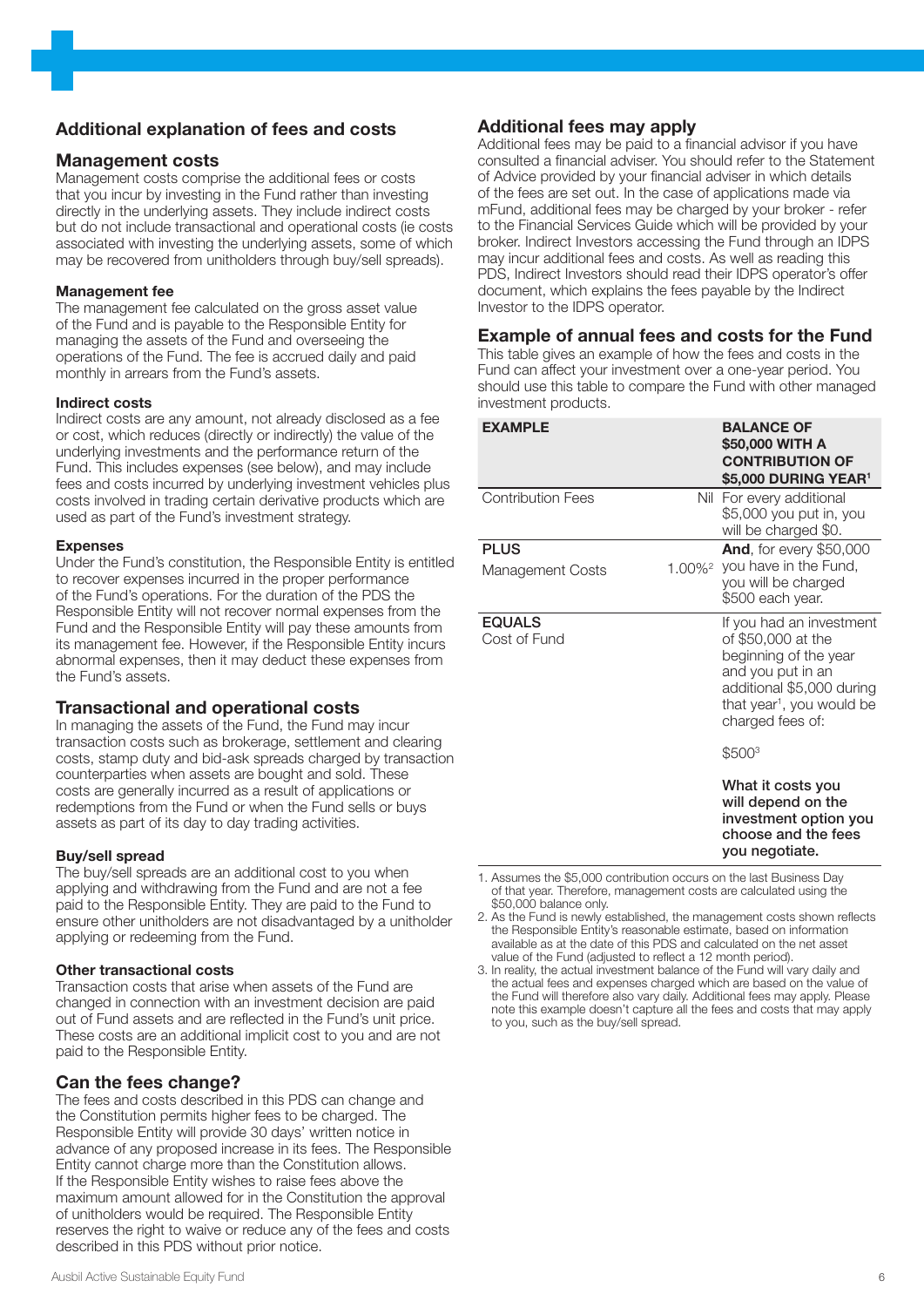## Additional explanation of fees and costs

### Management costs

Management costs comprise the additional fees or costs that you incur by investing in the Fund rather than investing directly in the underlying assets. They include indirect costs but do not include transactional and operational costs (ie costs associated with investing the underlying assets, some of which may be recovered from unitholders through buy/sell spreads).

#### Management fee

The management fee calculated on the gross asset value of the Fund and is payable to the Responsible Entity for managing the assets of the Fund and overseeing the operations of the Fund. The fee is accrued daily and paid monthly in arrears from the Fund's assets.

#### Indirect costs

Indirect costs are any amount, not already disclosed as a fee or cost, which reduces (directly or indirectly) the value of the underlying investments and the performance return of the Fund. This includes expenses (see below), and may include fees and costs incurred by underlying investment vehicles plus costs involved in trading certain derivative products which are used as part of the Fund's investment strategy.

#### Expenses

Under the Fund's constitution, the Responsible Entity is entitled to recover expenses incurred in the proper performance of the Fund's operations. For the duration of the PDS the Responsible Entity will not recover normal expenses from the Fund and the Responsible Entity will pay these amounts from its management fee. However, if the Responsible Entity incurs abnormal expenses, then it may deduct these expenses from the Fund's assets.

### Transactional and operational costs

In managing the assets of the Fund, the Fund may incur transaction costs such as brokerage, settlement and clearing costs, stamp duty and bid-ask spreads charged by transaction counterparties when assets are bought and sold. These costs are generally incurred as a result of applications or redemptions from the Fund or when the Fund sells or buys assets as part of its day to day trading activities.

#### Buy/sell spread

The buy/sell spreads are an additional cost to you when applying and withdrawing from the Fund and are not a fee paid to the Responsible Entity. They are paid to the Fund to ensure other unitholders are not disadvantaged by a unitholder applying or redeeming from the Fund.

#### Other transactional costs

Transaction costs that arise when assets of the Fund are changed in connection with an investment decision are paid out of Fund assets and are reflected in the Fund's unit price. These costs are an additional implicit cost to you and are not paid to the Responsible Entity.

### Can the fees change?

The fees and costs described in this PDS can change and the Constitution permits higher fees to be charged. The Responsible Entity will provide 30 days' written notice in advance of any proposed increase in its fees. The Responsible Entity cannot charge more than the Constitution allows. If the Responsible Entity wishes to raise fees above the maximum amount allowed for in the Constitution the approval of unitholders would be required. The Responsible Entity reserves the right to waive or reduce any of the fees and costs described in this PDS without prior notice.

### Additional fees may apply

Additional fees may be paid to a financial advisor if you have consulted a financial adviser. You should refer to the Statement of Advice provided by your financial adviser in which details of the fees are set out. In the case of applications made via mFund, additional fees may be charged by your broker - refer to the Financial Services Guide which will be provided by your broker. Indirect Investors accessing the Fund through an IDPS may incur additional fees and costs. As well as reading this PDS, Indirect Investors should read their IDPS operator's offer document, which explains the fees payable by the Indirect Investor to the IDPS operator.

### Example of annual fees and costs for the Fund

This table gives an example of how the fees and costs in the Fund can affect your investment over a one-year period. You should use this table to compare the Fund with other managed investment products.

| EXAMPLE | | BALANCE OF $50,000 WITH A CONTRIBUTION OF $5,000 DURING YEAR[1] |
|---|---|---|
| Contribution Fees | Nil | For every additional $5,000 you put in, you will be charged $0. |
| **PLUS** Management Costs | 1.00%[2] | **And**, for every $50,000 you have in the Fund, you will be charged $500 each year. |
| **EQUALS** Cost of Fund | | If you had an investment of $50,000 at the beginning of the year and you put in an additional $5,000 during that year[1], you would be charged fees of: $500[3] **What it costs you will depend on the investment option you choose and the fees you negotiate.** |

1. Assumes the $5,000 contribution occurs on the last Business Day of that year. Therefore, management costs are calculated using the $50,000 balance only.
2. As the Fund is newly established, the management costs shown reflects the Responsible Entity's reasonable estimate, based on information available as at the date of this PDS and calculated on the net asset value of the Fund (adjusted to reflect a 12 month period).
3. In reality, the actual investment balance of the Fund will vary daily and the actual fees and expenses charged which are based on the value of the Fund will therefore also vary daily. Additional fees may apply. Please note this example doesn't capture all the fees and costs that may apply to you, such as the buy/sell spread.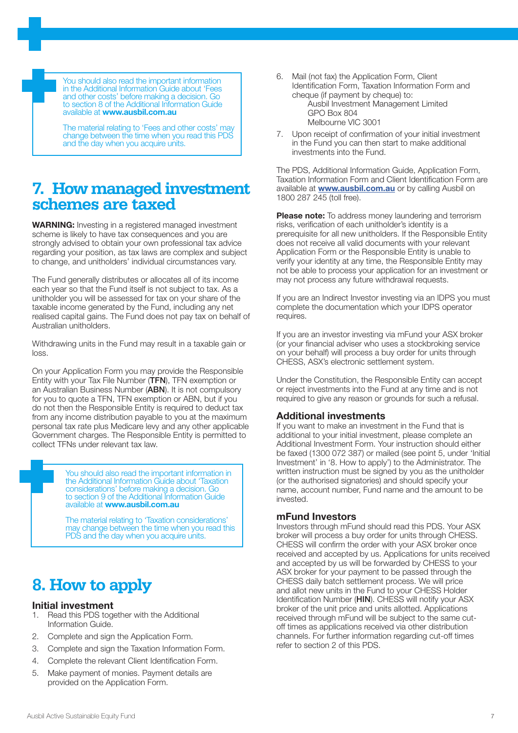You should also read the important information in the Additional Information Guide about 'Fees and other costs' before making a decision. Go to section 8 of the Additional Information Guide available at **www.ausbil.com.au**

The material relating to 'Fees and other costs' may change between the time when you read this PDS and the day when you acquire units.

# 7. How managed investment schemes are taxed

**WARNING:** Investing in a registered managed investment scheme is likely to have tax consequences and you are strongly advised to obtain your own professional tax advice regarding your position, as tax laws are complex and subject to change, and unitholders' individual circumstances vary.

The Fund generally distributes or allocates all of its income each year so that the Fund itself is not subject to tax. As a unitholder you will be assessed for tax on your share of the taxable income generated by the Fund, including any net realised capital gains. The Fund does not pay tax on behalf of Australian unitholders.

Withdrawing units in the Fund may result in a taxable gain or loss.

On your Application Form you may provide the Responsible Entity with your Tax File Number (**TFN**), TFN exemption or an Australian Business Number (**ABN**). It is not compulsory for you to quote a TFN, TFN exemption or ABN, but if you do not then the Responsible Entity is required to deduct tax from any income distribution payable to you at the maximum personal tax rate plus Medicare levy and any other applicable Government charges. The Responsible Entity is permitted to collect TFNs under relevant tax law.

You should also read the important information in the Additional Information Guide about 'Taxation considerations' before making a decision. Go to section 9 of the Additional Information Guide available at **www.ausbil.com.au**

The material relating to 'Taxation considerations' may change between the time when you read this PDS and the day when you acquire units.

# 8. How to apply

## Initial investment

1. Read this PDS together with the Additional Information Guide.
2. Complete and sign the Application Form.
3. Complete and sign the Taxation Information Form.
4. Complete the relevant Client Identification Form.
5. Make payment of monies. Payment details are provided on the Application Form.
6. Mail (not fax) the Application Form, Client Identification Form, Taxation Information Form and cheque (if payment by cheque) to:
   Ausbil Investment Management Limited
   GPO Box 804
   Melbourne VIC 3001
7. Upon receipt of confirmation of your initial investment in the Fund you can then start to make additional investments into the Fund.

The PDS, Additional Information Guide, Application Form, Taxation Information Form and Client Identification Form are available at **www.ausbil.com.au** or by calling Ausbil on 1800 287 245 (toll free).

**Please note:** To address money laundering and terrorism risks, verification of each unitholder's identity is a prerequisite for all new unitholders. If the Responsible Entity does not receive all valid documents with your relevant Application Form or the Responsible Entity is unable to verify your identity at any time, the Responsible Entity may not be able to process your application for an investment or may not process any future withdrawal requests.

If you are an Indirect Investor investing via an IDPS you must complete the documentation which your IDPS operator requires.

If you are an investor investing via mFund your ASX broker (or your financial adviser who uses a stockbroking service on your behalf) will process a buy order for units through CHESS, ASX's electronic settlement system.

Under the Constitution, the Responsible Entity can accept or reject investments into the Fund at any time and is not required to give any reason or grounds for such a refusal.

## Additional investments

If you want to make an investment in the Fund that is additional to your initial investment, please complete an Additional Investment Form. Your instruction should either be faxed (1300 072 387) or mailed (see point 5, under 'Initial Investment' in '8. How to apply') to the Administrator. The written instruction must be signed by you as the unitholder (or the authorised signatories) and should specify your name, account number, Fund name and the amount to be invested.

## mFund Investors

Investors through mFund should read this PDS. Your ASX broker will process a buy order for units through CHESS. CHESS will confirm the order with your ASX broker once received and accepted by us. Applications for units received and accepted by us will be forwarded by CHESS to your ASX broker for your payment to be passed through the CHESS daily batch settlement process. We will price and allot new units in the Fund to your CHESS Holder Identification Number (**HIN**). CHESS will notify your ASX broker of the unit price and units allotted. Applications received through mFund will be subject to the same cut-off times as applications received via other distribution channels. For further information regarding cut-off times refer to section 2 of this PDS.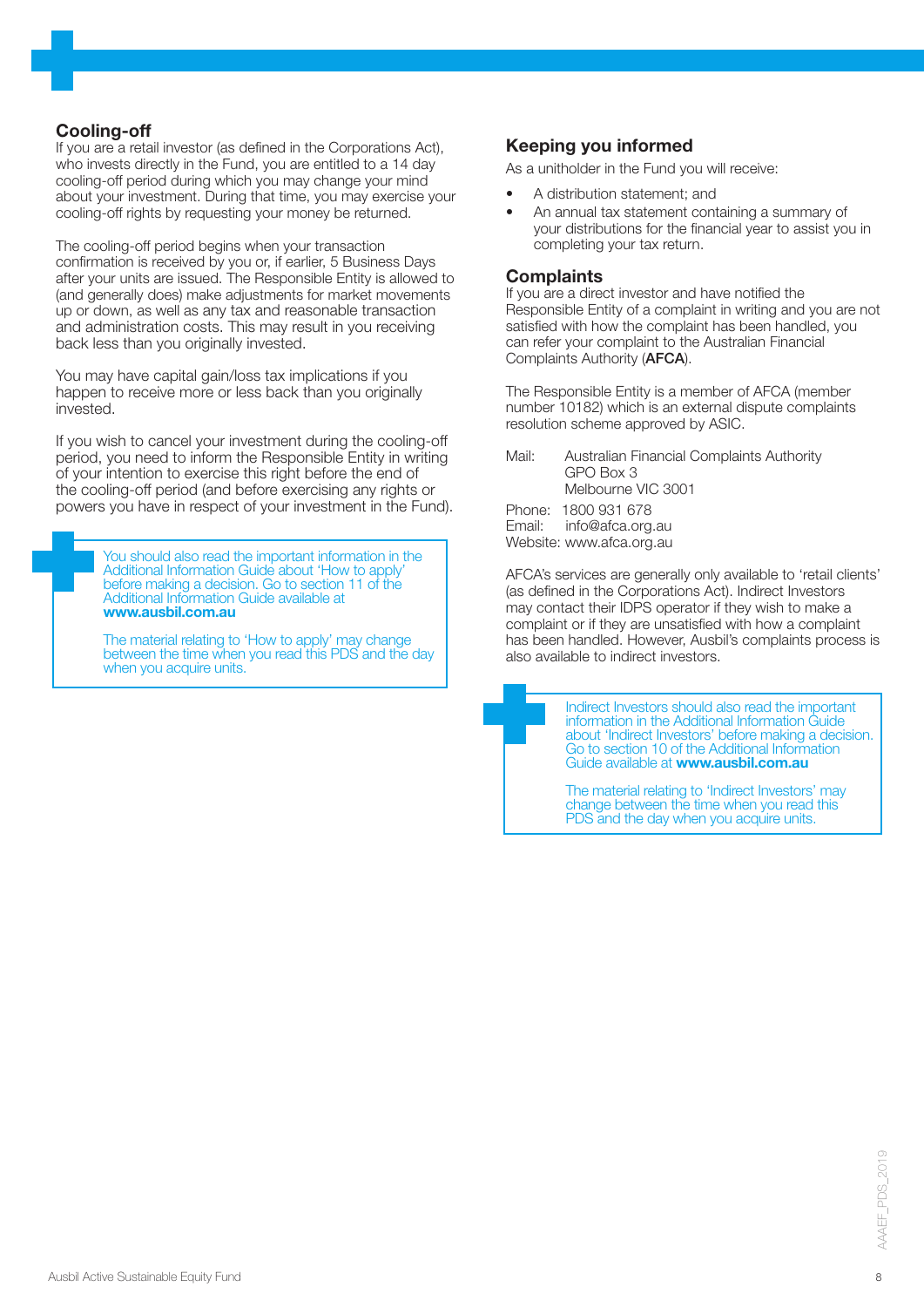## Cooling-off

If you are a retail investor (as defined in the Corporations Act), who invests directly in the Fund, you are entitled to a 14 day cooling-off period during which you may change your mind about your investment. During that time, you may exercise your cooling-off rights by requesting your money be returned.

The cooling-off period begins when your transaction confirmation is received by you or, if earlier, 5 Business Days after your units are issued. The Responsible Entity is allowed to (and generally does) make adjustments for market movements up or down, as well as any tax and reasonable transaction and administration costs. This may result in you receiving back less than you originally invested.

You may have capital gain/loss tax implications if you happen to receive more or less back than you originally invested.

If you wish to cancel your investment during the cooling-off period, you need to inform the Responsible Entity in writing of your intention to exercise this right before the end of the cooling-off period (and before exercising any rights or powers you have in respect of your investment in the Fund).

> You should also read the important information in the Additional Information Guide about 'How to apply' before making a decision. Go to section 11 of the Additional Information Guide available at **www.ausbil.com.au**
>
> The material relating to 'How to apply' may change between the time when you read this PDS and the day when you acquire units.

## Keeping you informed

As a unitholder in the Fund you will receive:

- A distribution statement; and
- An annual tax statement containing a summary of your distributions for the financial year to assist you in completing your tax return.

## Complaints

If you are a direct investor and have notified the Responsible Entity of a complaint in writing and you are not satisfied with how the complaint has been handled, you can refer your complaint to the Australian Financial Complaints Authority (**AFCA**).

The Responsible Entity is a member of AFCA (member number 10182) which is an external dispute complaints resolution scheme approved by ASIC.

Mail: Australian Financial Complaints Authority
GPO Box 3
Melbourne VIC 3001

Phone: 1800 931 678
Email: info@afca.org.au
Website: www.afca.org.au

AFCA's services are generally only available to 'retail clients' (as defined in the Corporations Act). Indirect Investors may contact their IDPS operator if they wish to make a complaint or if they are unsatisfied with how a complaint has been handled. However, Ausbil's complaints process is also available to indirect investors.

> Indirect Investors should also read the important information in the Additional Information Guide about 'Indirect Investors' before making a decision. Go to section 10 of the Additional Information Guide available at **www.ausbil.com.au**
>
> The material relating to 'Indirect Investors' may change between the time when you read this PDS and the day when you acquire units.